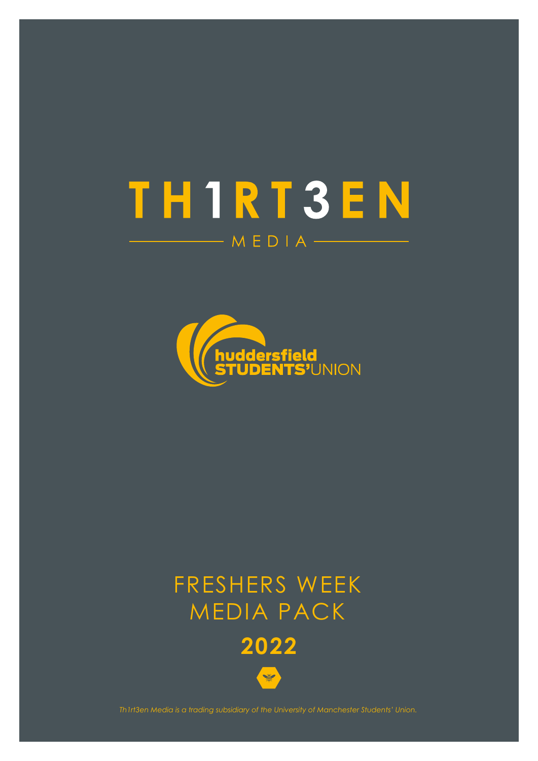# TH1RT3EN

MEDIA

huddersfield STUDENTS' UNION

## FRESHERS WEEK MEDIA PACK

## 2022

*Th1rt3en Media is a trading subsidiary of the University of Manchester Students' Union.*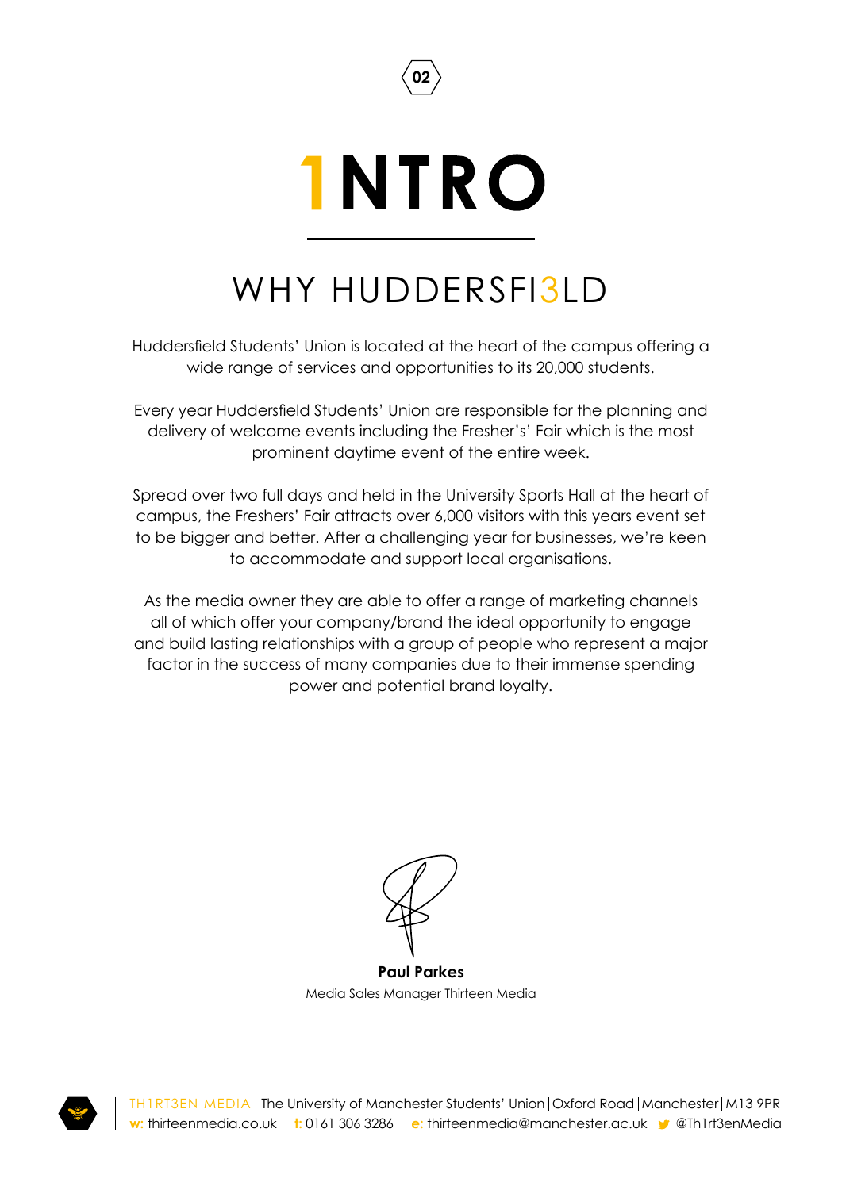# 1NTRO

## WHY HUDDERSFI3LD

Huddersfield Students' Union is located at the heart of the campus offering a wide range of services and opportunities to its 20,000 students.

Every year Huddersfield Students' Union are responsible for the planning and delivery of welcome events including the Fresher's' Fair which is the most prominent daytime event of the entire week.

Spread over two full days and held in the University Sports Hall at the heart of campus, the Freshers' Fair attracts over 6,000 visitors with this years event set to be bigger and better. After a challenging year for businesses, we're keen to accommodate and support local organisations.

As the media owner they are able to offer a range of marketing channels all of which offer your company/brand the ideal opportunity to engage and build lasting relationships with a group of people who represent a major factor in the success of many companies due to their immense spending power and potential brand loyalty.

**Paul Parkes**
Media Sales Manager Thirteen Media

TH1RT3EN MEDIA | The University of Manchester Students' Union | Oxford Road | Manchester | M13 9PR
w: thirteenmedia.co.uk t: 0161 306 3286 e: thirteenmedia@manchester.ac.uk @Th1rt3enMedia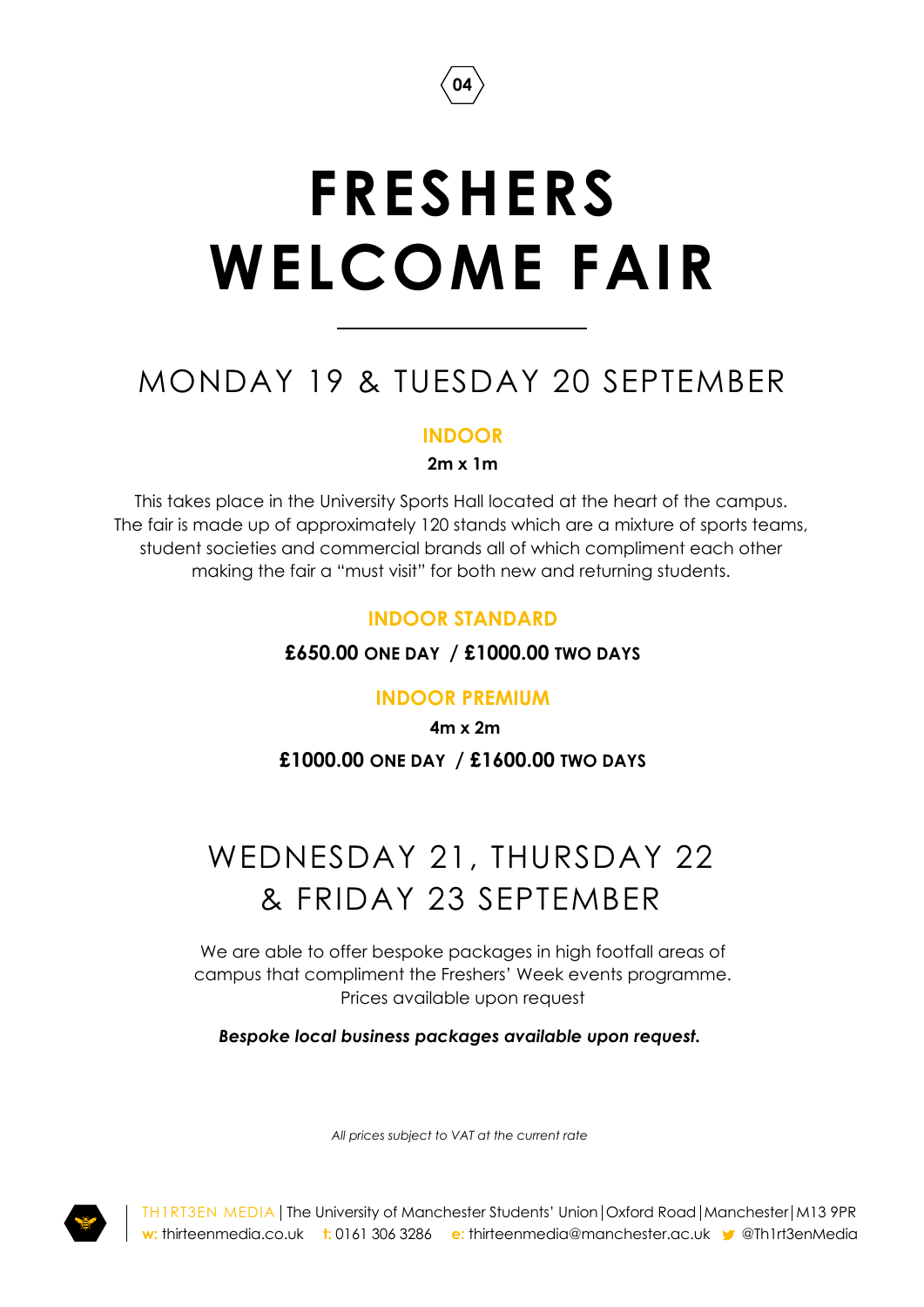# FRESHERS WELCOME FAIR

## MONDAY 19 & TUESDAY 20 SEPTEMBER

### INDOOR

**2m x 1m**

This takes place in the University Sports Hall located at the heart of the campus. The fair is made up of approximately 120 stands which are a mixture of sports teams, student societies and commercial brands all of which compliment each other making the fair a "must visit" for both new and returning students.

### INDOOR STANDARD

**£650.00 ONE DAY / £1000.00 TWO DAYS**

### INDOOR PREMIUM

**4m x 2m**

**£1000.00 ONE DAY / £1600.00 TWO DAYS**

## WEDNESDAY 21, THURSDAY 22 & FRIDAY 23 SEPTEMBER

We are able to offer bespoke packages in high footfall areas of campus that compliment the Freshers' Week events programme. Prices available upon request

***Bespoke local business packages available upon request.***

*All prices subject to VAT at the current rate*

TH1RT3EN MEDIA | The University of Manchester Students' Union | Oxford Road | Manchester | M13 9PR
w: thirteenmedia.co.uk t: 0161 306 3286 e: thirteenmedia@manchester.ac.uk @Th1rt3enMedia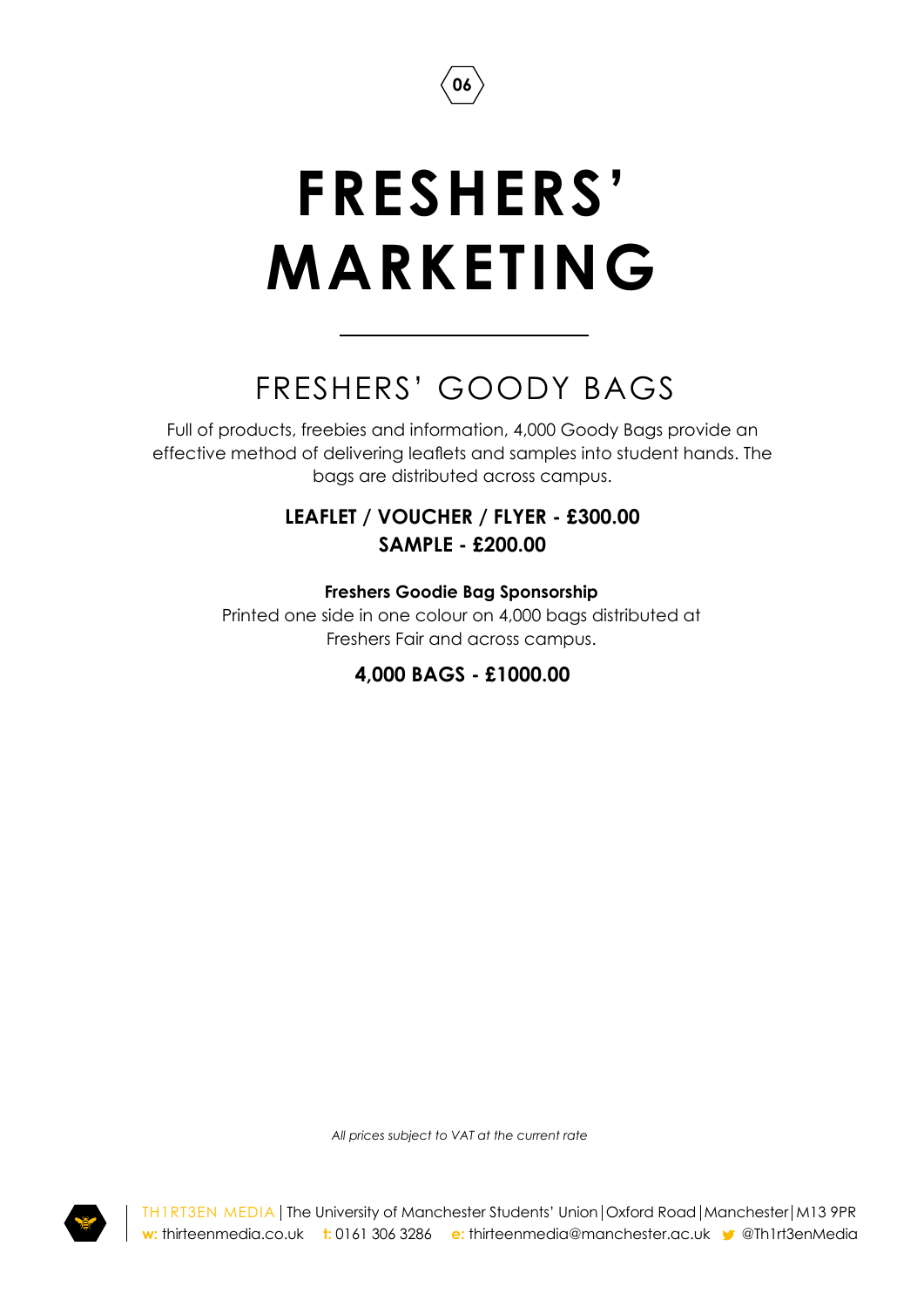# FRESHERS' MARKETING

## FRESHERS' GOODY BAGS

Full of products, freebies and information, 4,000 Goody Bags provide an effective method of delivering leaflets and samples into student hands. The bags are distributed across campus.

**LEAFLET / VOUCHER / FLYER - £300.00**
**SAMPLE - £200.00**

**Freshers Goodie Bag Sponsorship**
Printed one side in one colour on 4,000 bags distributed at Freshers Fair and across campus.

**4,000 BAGS - £1000.00**

*All prices subject to VAT at the current rate*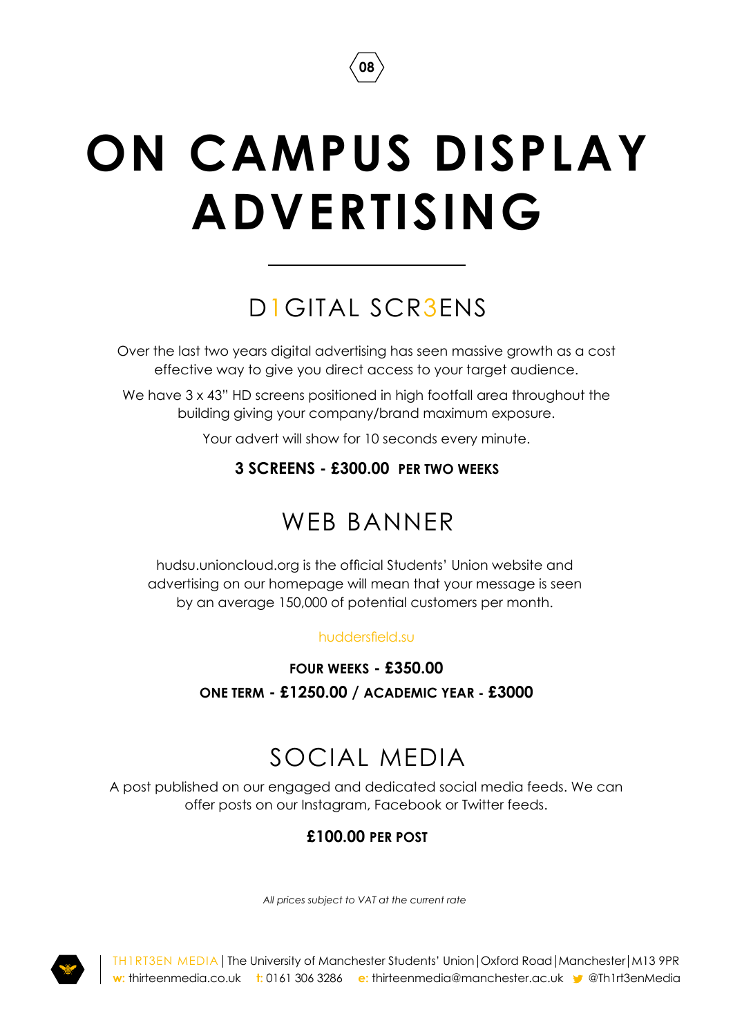# ON CAMPUS DISPLAY ADVERTISING

## D1GITAL SCR3ENS

Over the last two years digital advertising has seen massive growth as a cost effective way to give you direct access to your target audience.

We have 3 x 43" HD screens positioned in high footfall area throughout the building giving your company/brand maximum exposure.

Your advert will show for 10 seconds every minute.

**3 SCREENS - £300.00 PER TWO WEEKS**

## WEB BANNER

hudsu.unioncloud.org is the official Students' Union website and advertising on our homepage will mean that your message is seen by an average 150,000 of potential customers per month.

huddersfield.su

**FOUR WEEKS - £350.00**

**ONE TERM - £1250.00 / ACADEMIC YEAR - £3000**

## SOCIAL MEDIA

A post published on our engaged and dedicated social media feeds. We can offer posts on our Instagram, Facebook or Twitter feeds.

**£100.00 PER POST**

*All prices subject to VAT at the current rate*

TH1RT3EN MEDIA | The University of Manchester Students' Union | Oxford Road | Manchester | M13 9PR
w: thirteenmedia.co.uk t: 0161 306 3286 e: thirteenmedia@manchester.ac.uk @Th1rt3enMedia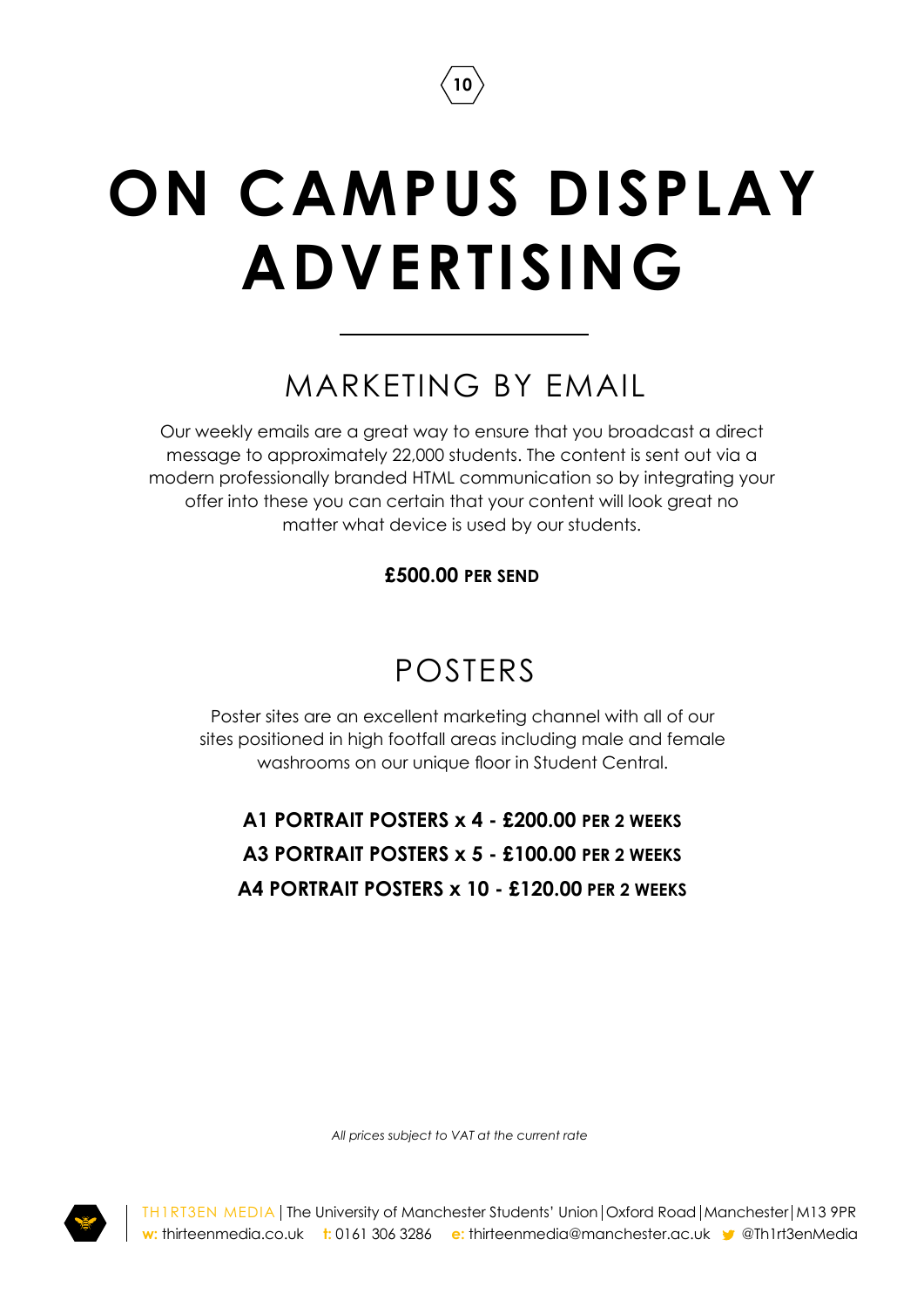# ON CAMPUS DISPLAY ADVERTISING

## MARKETING BY EMAIL

Our weekly emails are a great way to ensure that you broadcast a direct message to approximately 22,000 students. The content is sent out via a modern professionally branded HTML communication so by integrating your offer into these you can certain that your content will look great no matter what device is used by our students.

**£500.00 PER SEND**

## POSTERS

Poster sites are an excellent marketing channel with all of our sites positioned in high footfall areas including male and female washrooms on our unique floor in Student Central.

**A1 PORTRAIT POSTERS x 4 - £200.00 PER 2 WEEKS**

**A3 PORTRAIT POSTERS x 5 - £100.00 PER 2 WEEKS**

**A4 PORTRAIT POSTERS x 10 - £120.00 PER 2 WEEKS**

*All prices subject to VAT at the current rate*

TH1RT3EN MEDIA | The University of Manchester Students' Union | Oxford Road | Manchester | M13 9PR
w: thirteenmedia.co.uk t: 0161 306 3286 e: thirteenmedia@manchester.ac.uk @Th1rt3enMedia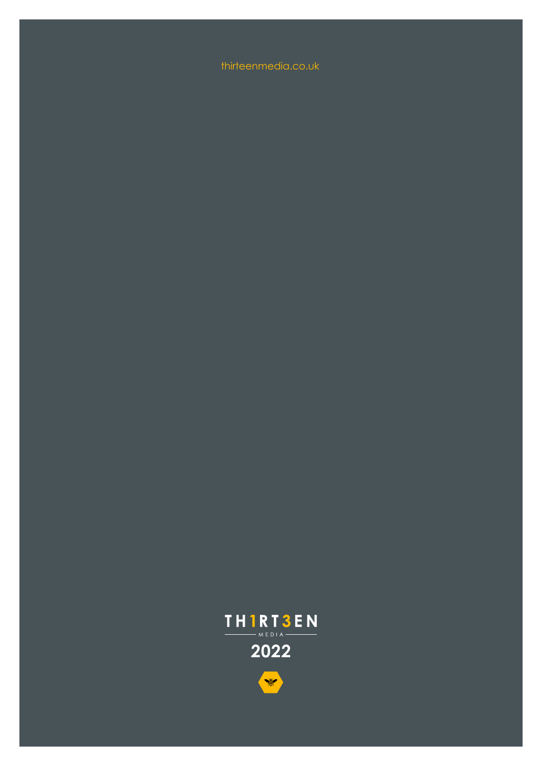thirteenmedia.co.uk

TH1RT3EN

MEDIA

2022